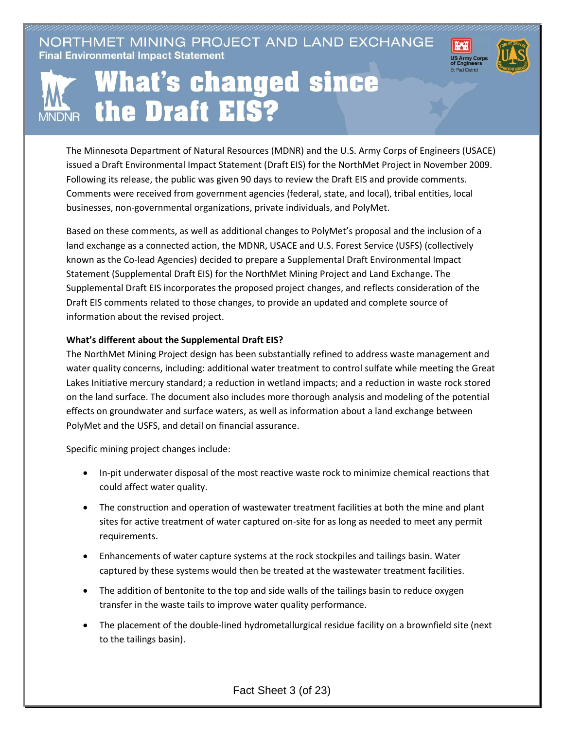NORTHMET MINING PROJECT AND LAND EXCHANGE

Final Environmental Impact Statement

# What's changed since the Draft EIS?

The Minnesota Department of Natural Resources (MDNR) and the U.S. Army Corps of Engineers (USACE) issued a Draft Environmental Impact Statement (Draft EIS) for the NorthMet Project in November 2009. Following its release, the public was given 90 days to review the Draft EIS and provide comments. Comments were received from government agencies (federal, state, and local), tribal entities, local businesses, non-governmental organizations, private individuals, and PolyMet.

Based on these comments, as well as additional changes to PolyMet's proposal and the inclusion of a land exchange as a connected action, the MDNR, USACE and U.S. Forest Service (USFS) (collectively known as the Co-lead Agencies) decided to prepare a Supplemental Draft Environmental Impact Statement (Supplemental Draft EIS) for the NorthMet Mining Project and Land Exchange. The Supplemental Draft EIS incorporates the proposed project changes, and reflects consideration of the Draft EIS comments related to those changes, to provide an updated and complete source of information about the revised project.

**What's different about the Supplemental Draft EIS?**

The NorthMet Mining Project design has been substantially refined to address waste management and water quality concerns, including: additional water treatment to control sulfate while meeting the Great Lakes Initiative mercury standard; a reduction in wetland impacts; and a reduction in waste rock stored on the land surface. The document also includes more thorough analysis and modeling of the potential effects on groundwater and surface waters, as well as information about a land exchange between PolyMet and the USFS, and detail on financial assurance.

Specific mining project changes include:

- In-pit underwater disposal of the most reactive waste rock to minimize chemical reactions that could affect water quality.
- The construction and operation of wastewater treatment facilities at both the mine and plant sites for active treatment of water captured on-site for as long as needed to meet any permit requirements.
- Enhancements of water capture systems at the rock stockpiles and tailings basin. Water captured by these systems would then be treated at the wastewater treatment facilities.
- The addition of bentonite to the top and side walls of the tailings basin to reduce oxygen transfer in the waste tails to improve water quality performance.
- The placement of the double-lined hydrometallurgical residue facility on a brownfield site (next to the tailings basin).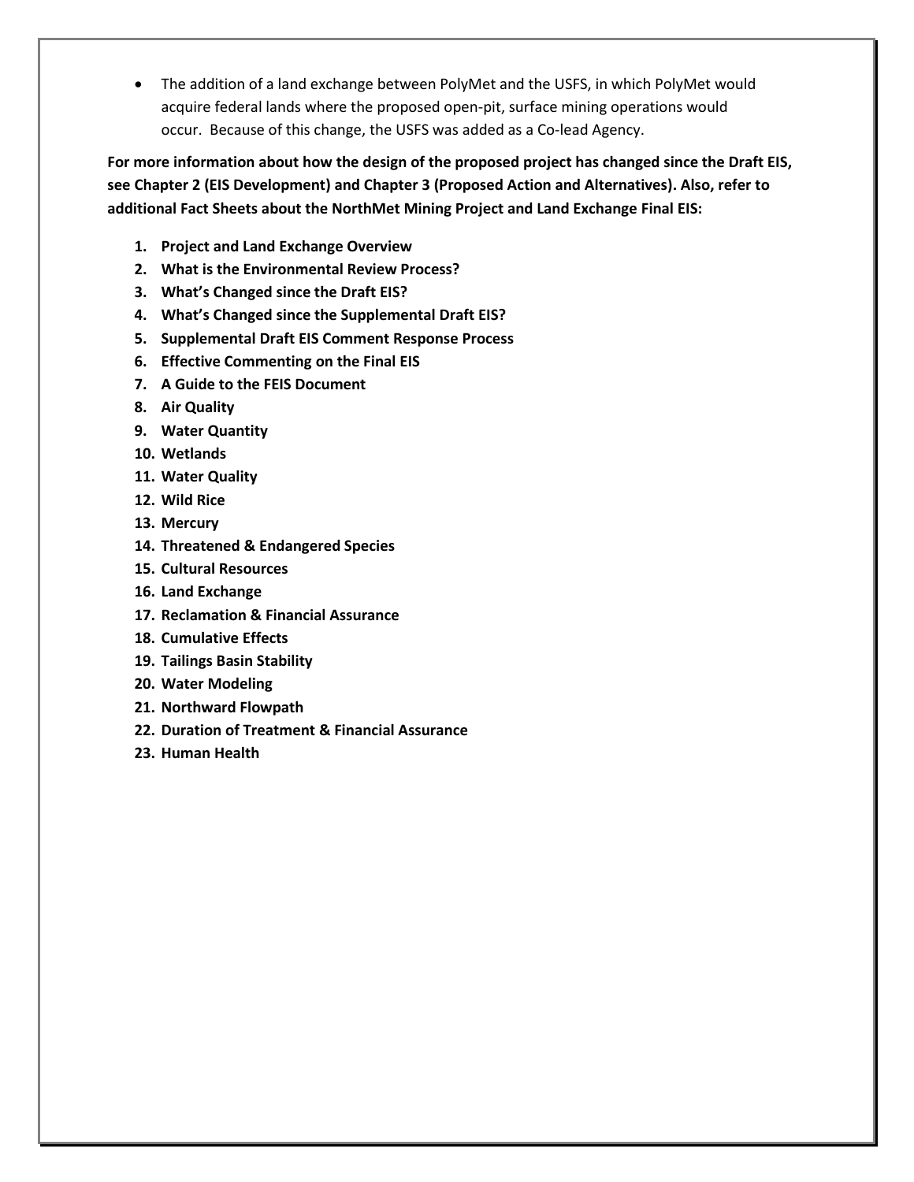- The addition of a land exchange between PolyMet and the USFS, in which PolyMet would acquire federal lands where the proposed open-pit, surface mining operations would occur. Because of this change, the USFS was added as a Co-lead Agency.

**For more information about how the design of the proposed project has changed since the Draft EIS, see Chapter 2 (EIS Development) and Chapter 3 (Proposed Action and Alternatives). Also, refer to additional Fact Sheets about the NorthMet Mining Project and Land Exchange Final EIS:**

1. **Project and Land Exchange Overview**
2. **What is the Environmental Review Process?**
3. **What's Changed since the Draft EIS?**
4. **What's Changed since the Supplemental Draft EIS?**
5. **Supplemental Draft EIS Comment Response Process**
6. **Effective Commenting on the Final EIS**
7. **A Guide to the FEIS Document**
8. **Air Quality**
9. **Water Quantity**
10. **Wetlands**
11. **Water Quality**
12. **Wild Rice**
13. **Mercury**
14. **Threatened & Endangered Species**
15. **Cultural Resources**
16. **Land Exchange**
17. **Reclamation & Financial Assurance**
18. **Cumulative Effects**
19. **Tailings Basin Stability**
20. **Water Modeling**
21. **Northward Flowpath**
22. **Duration of Treatment & Financial Assurance**
23. **Human Health**